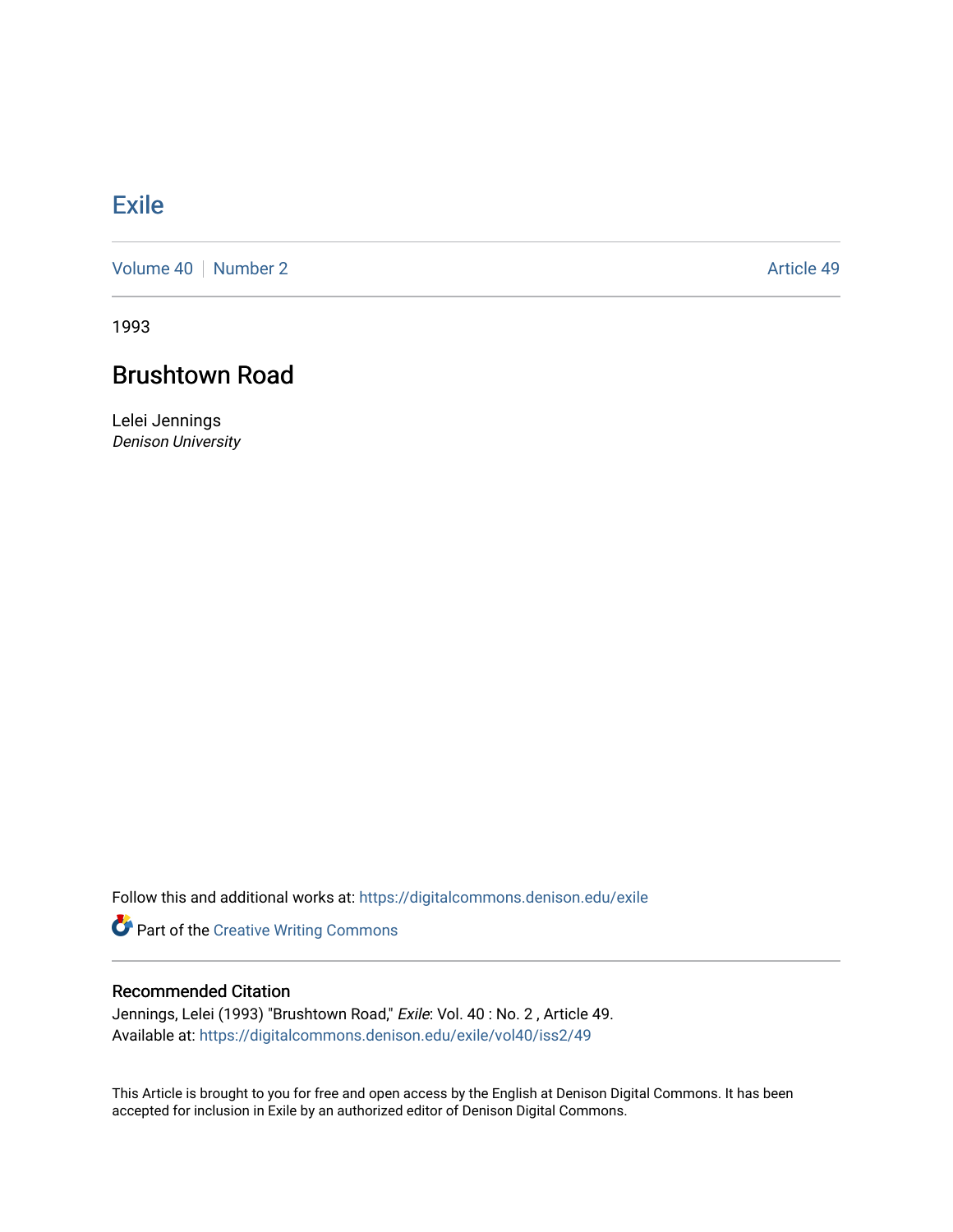# Exile

Volume 40 | Number 2 | Article 49

1993

## Brushtown Road

Lelei Jennings
*Denison University*

Follow this and additional works at: https://digitalcommons.denison.edu/exile

Part of the Creative Writing Commons

### Recommended Citation

Jennings, Lelei (1993) "Brushtown Road," *Exile*: Vol. 40 : No. 2 , Article 49.
Available at: https://digitalcommons.denison.edu/exile/vol40/iss2/49

This Article is brought to you for free and open access by the English at Denison Digital Commons. It has been accepted for inclusion in Exile by an authorized editor of Denison Digital Commons.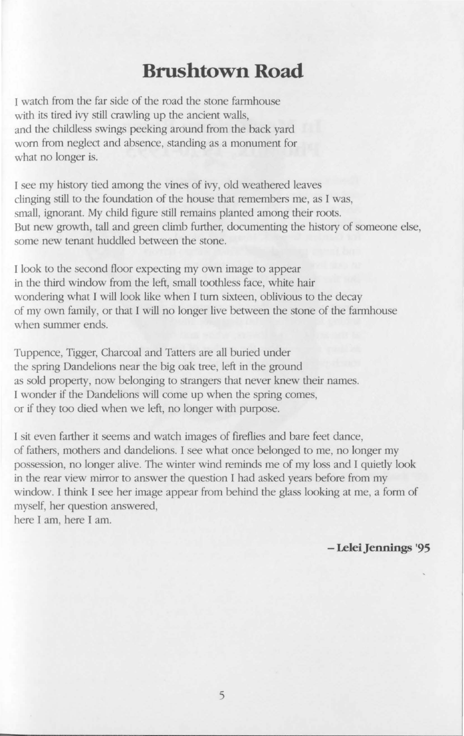# Brushtown Road

I watch from the far side of the road the stone farmhouse
with its tired ivy still crawling up the ancient walls,
and the childless swings peeking around from the back yard
worn from neglect and absence, standing as a monument for
what no longer is.

I see my history tied among the vines of ivy, old weathered leaves
clinging still to the foundation of the house that remembers me, as I was,
small, ignorant. My child figure still remains planted among their roots.
But new growth, tall and green climb further, documenting the history of someone else,
some new tenant huddled between the stone.

I look to the second floor expecting my own image to appear
in the third window from the left, small toothless face, white hair
wondering what I will look like when I turn sixteen, oblivious to the decay
of my own family, or that I will no longer live between the stone of the farmhouse
when summer ends.

Tuppence, Tigger, Charcoal and Tatters are all buried under
the spring Dandelions near the big oak tree, left in the ground
as sold property, now belonging to strangers that never knew their names.
I wonder if the Dandelions will come up when the spring comes,
or if they too died when we left, no longer with purpose.

I sit even farther it seems and watch images of fireflies and bare feet dance,
of fathers, mothers and dandelions. I see what once belonged to me, no longer my
possession, no longer alive. The winter wind reminds me of my loss and I quietly look
in the rear view mirror to answer the question I had asked years before from my
window. I think I see her image appear from behind the glass looking at me, a form of
myself, her question answered,
here I am, here I am.

**– Lelei Jennings '95**